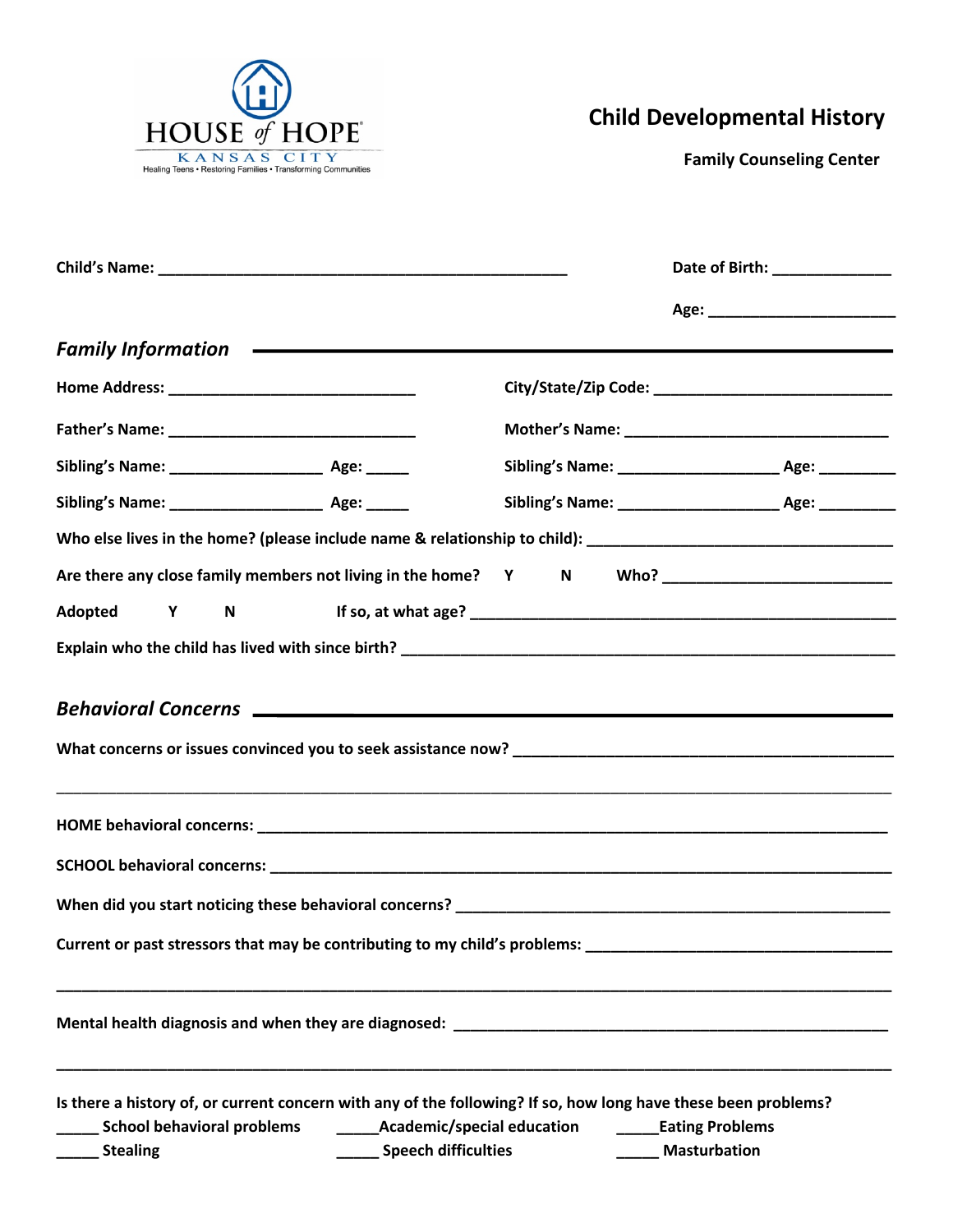HOUSE of HOPE
KANSAS CITY
Healing Teens • Restoring Families • Transforming Communities

# Child Developmental History

**Family Counseling Center**

**Child's Name:** ____________________________________________ **Date of Birth:** _____________

**Age:** ____________________

## *Family Information*

**Home Address:** ___________________________ **City/State/Zip Code:** ___________________________

**Father's Name:** ___________________________ **Mother's Name:** ______________________________

**Sibling's Name:** ________________ **Age:** _____ **Sibling's Name:** ________________ **Age:** ________

**Sibling's Name:** ________________ **Age:** _____ **Sibling's Name:** ________________ **Age:** ________

**Who else lives in the home? (please include name & relationship to child):** _________________________________

**Are there any close family members not living in the home? Y N Who?** _________________________

**Adopted Y N If so, at what age?** _____________________________________________

**Explain who the child has lived with since birth?** ___________________________________________________

## *Behavioral Concerns*

**What concerns or issues convinced you to seek assistance now?** ________________________________________

_____________________________________________________________________________________________

**HOME behavioral concerns:** ______________________________________________________________________

**SCHOOL behavioral concerns:** ____________________________________________________________________

**When did you start noticing these behavioral concerns?** _____________________________________________

**Current or past stressors that may be contributing to my child's problems:** ______________________________

_____________________________________________________________________________________________

**Mental health diagnosis and when they are diagnosed:** _______________________________________________

_____________________________________________________________________________________________

**Is there a history of, or current concern with any of the following? If so, how long have these been problems?**

_____ **School behavioral problems** _____**Academic/special education** _____**Eating Problems**

_____ **Stealing** _____ **Speech difficulties** _____ **Masturbation**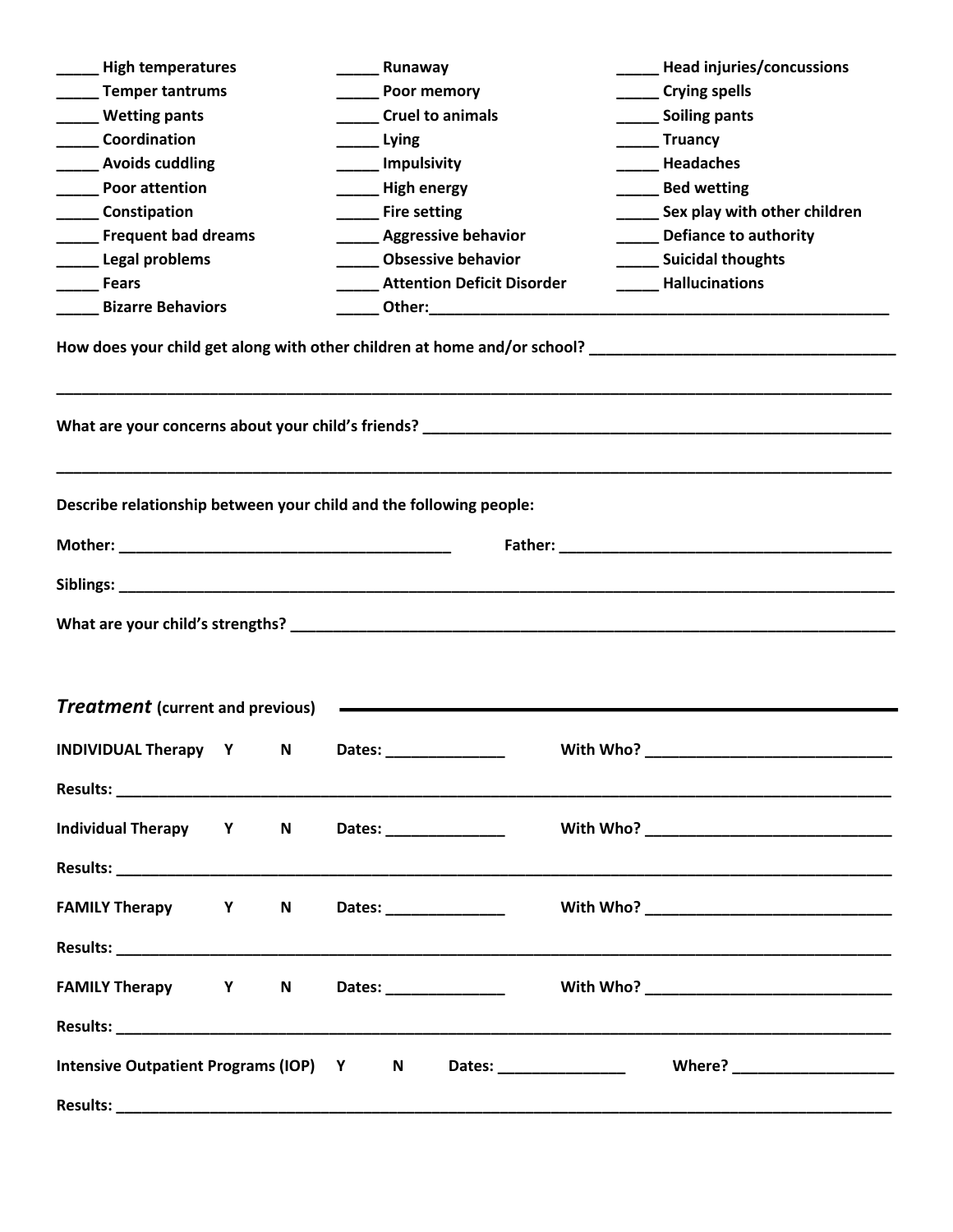| | | |
|---|---|---|
| _____ **High temperatures** | _____ **Runaway** | _____ **Head injuries/concussions** |
| _____ **Temper tantrums** | _____ **Poor memory** | _____ **Crying spells** |
| _____ **Wetting pants** | _____ **Cruel to animals** | _____ **Soiling pants** |
| _____ **Coordination** | _____ **Lying** | _____ **Truancy** |
| _____ **Avoids cuddling** | _____ **Impulsivity** | _____ **Headaches** |
| _____ **Poor attention** | _____ **High energy** | _____ **Bed wetting** |
| _____ **Constipation** | _____ **Fire setting** | _____ **Sex play with other children** |
| _____ **Frequent bad dreams** | _____ **Aggressive behavior** | _____ **Defiance to authority** |
| _____ **Legal problems** | _____ **Obsessive behavior** | _____ **Suicidal thoughts** |
| _____ **Fears** | _____ **Attention Deficit Disorder** | _____ **Hallucinations** |
| _____ **Bizarre Behaviors** | _____ **Other:**___________________________ | |

**How does your child get along with other children at home and/or school?** ____________________________________

______________________________________________________________________________________________

**What are your concerns about your child's friends?** ________________________________________________

______________________________________________________________________________________________

**Describe relationship between your child and the following people:**

**Mother:** ________________________________________ **Father:** ________________________________________

**Siblings:** ______________________________________________________________________________________

**What are your child's strengths?** ______________________________________________________________

## *Treatment* (current and previous)

**INDIVIDUAL Therapy** **Y** **N** **Dates:** ______________ **With Who?** _____________________________

**Results:** ______________________________________________________________________________________

**Individual Therapy** **Y** **N** **Dates:** ______________ **With Who?** _____________________________

**Results:** ______________________________________________________________________________________

**FAMILY Therapy** **Y** **N** **Dates:** ______________ **With Who?** _____________________________

**Results:** ______________________________________________________________________________________

**FAMILY Therapy** **Y** **N** **Dates:** ______________ **With Who?** _____________________________

**Results:** ______________________________________________________________________________________

**Intensive Outpatient Programs (IOP)** **Y** **N** **Dates:** _______________ **Where?** ___________________

**Results:** ______________________________________________________________________________________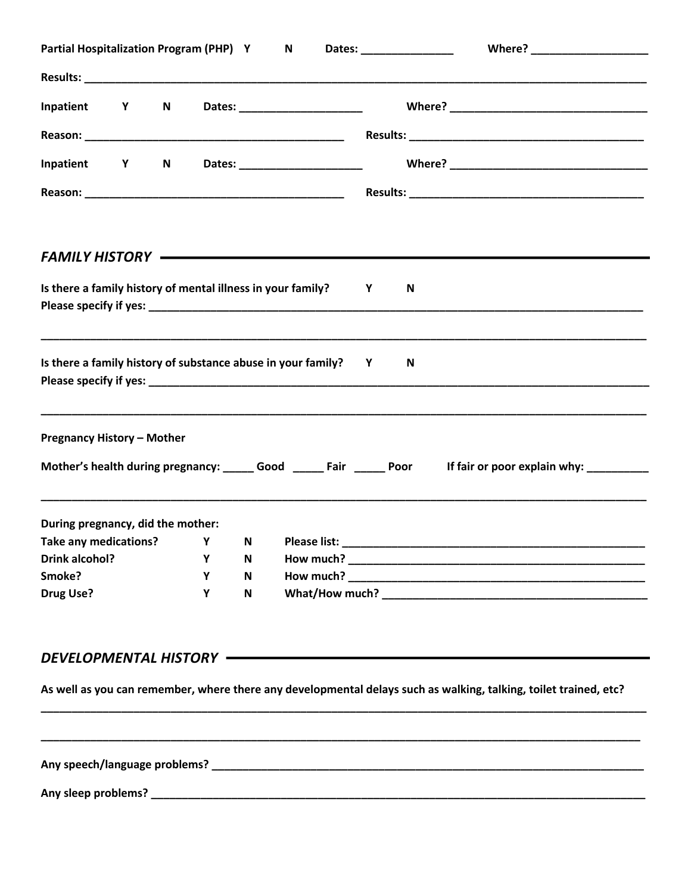**Partial Hospitalization Program (PHP)** **Y** **N** **Dates:** _______________ **Where?** ___________________

**Results:** ____________________________________________________________________________________

**Inpatient** **Y** **N** **Dates:** ____________________ **Where?** ________________________________

**Reason:** ___________________________________________ **Results:** ______________________________________

**Inpatient** **Y** **N** **Dates:** ____________________ **Where?** ________________________________

**Reason:** ___________________________________________ **Results:** ______________________________________

## *FAMILY HISTORY*

**Is there a family history of mental illness in your family?** **Y** **N**
**Please specify if yes:** _________________________________________________________________________

_____________________________________________________________________________________________

**Is there a family history of substance abuse in your family?** **Y** **N**
**Please specify if yes:** _________________________________________________________________________

_____________________________________________________________________________________________

**Pregnancy History – Mother**

**Mother's health during pregnancy:** _____ **Good** _____ **Fair** _____ **Poor** **If fair or poor explain why:** __________

_____________________________________________________________________________________________

**During pregnancy, did the mother:**

| | | | |
|---|---|---|---|
| **Take any medications?** | **Y** | **N** | **Please list:** _________________________________________________ |
| **Drink alcohol?** | **Y** | **N** | **How much?** _________________________________________________ |
| **Smoke?** | **Y** | **N** | **How much?** _________________________________________________ |
| **Drug Use?** | **Y** | **N** | **What/How much?** ___________________________________________ |

## *DEVELOPMENTAL HISTORY*

**As well as you can remember, where there any developmental delays such as walking, talking, toilet trained, etc?**
_____________________________________________________________________________________________

_____________________________________________________________________________________________

**Any speech/language problems?** __________________________________________________________________

**Any sleep problems?** ___________________________________________________________________________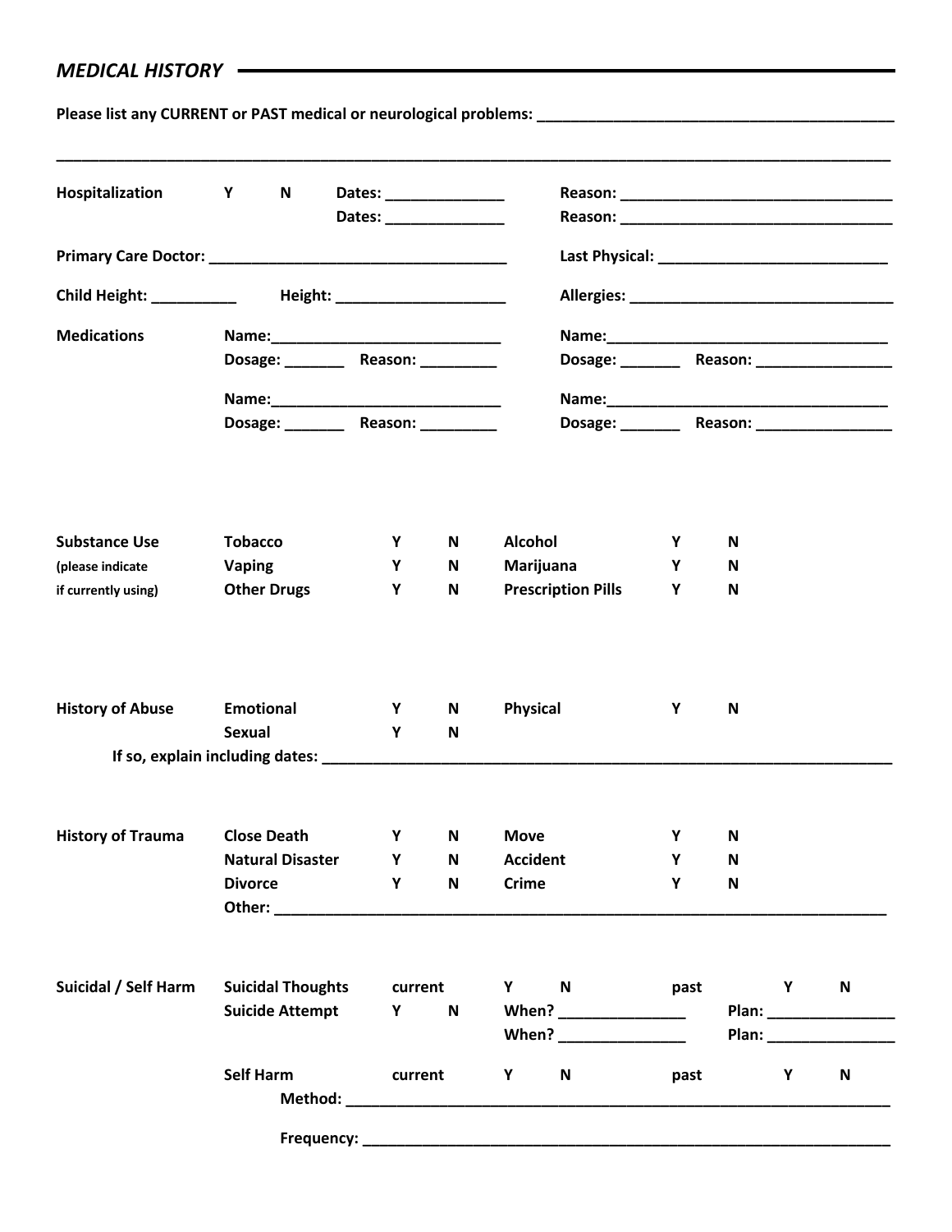## *MEDICAL HISTORY*

**Please list any CURRENT or PAST medical or neurological problems:** ____________________________________________

______________________________________________________________________________________________

**Hospitalization** **Y** **N** **Dates:** ______________ **Reason:** _________________________________
**Dates:** ______________ **Reason:** _________________________________

**Primary Care Doctor:** ___________________________________ **Last Physical:** ___________________________

**Child Height:** __________ **Height:** ____________________ **Allergies:** ________________________________

**Medications**

**Name:**___________________________ **Dosage:** _______ **Reason:** _________

**Name:**_________________________________ **Dosage:** _______ **Reason:** ________________

**Name:**___________________________ **Dosage:** _______ **Reason:** _________

**Name:**_________________________________ **Dosage:** _______ **Reason:** ________________

**Substance Use** (please indicate if currently using)

| | | | | | | |
|---|---|---|---|---|---|---|
| **Tobacco** | **Y** | **N** | **Alcohol** | **Y** | **N** |
| **Vaping** | **Y** | **N** | **Marijuana** | **Y** | **N** |
| **Other Drugs** | **Y** | **N** | **Prescription Pills** | **Y** | **N** |

**History of Abuse**

| | | | | | |
|---|---|---|---|---|---|
| **Emotional** | **Y** | **N** | **Physical** | **Y** | **N** |
| **Sexual** | **Y** | **N** | | | |

**If so, explain including dates:** _____________________________________________________________________

**History of Trauma**

| | | | | | |
|---|---|---|---|---|---|
| **Close Death** | **Y** | **N** | **Move** | **Y** | **N** |
| **Natural Disaster** | **Y** | **N** | **Accident** | **Y** | **N** |
| **Divorce** | **Y** | **N** | **Crime** | **Y** | **N** |

**Other:** ___________________________________________________________________________

**Suicidal / Self Harm**

**Suicidal Thoughts** current **Y** **N** past **Y** **N**

**Suicide Attempt** **Y** **N** **When?** _______________ **Plan:** _______________
**When?** _______________ **Plan:** _______________

**Self Harm** current **Y** **N** past **Y** **N**

**Method:** ________________________________________________________________

**Frequency:** ______________________________________________________________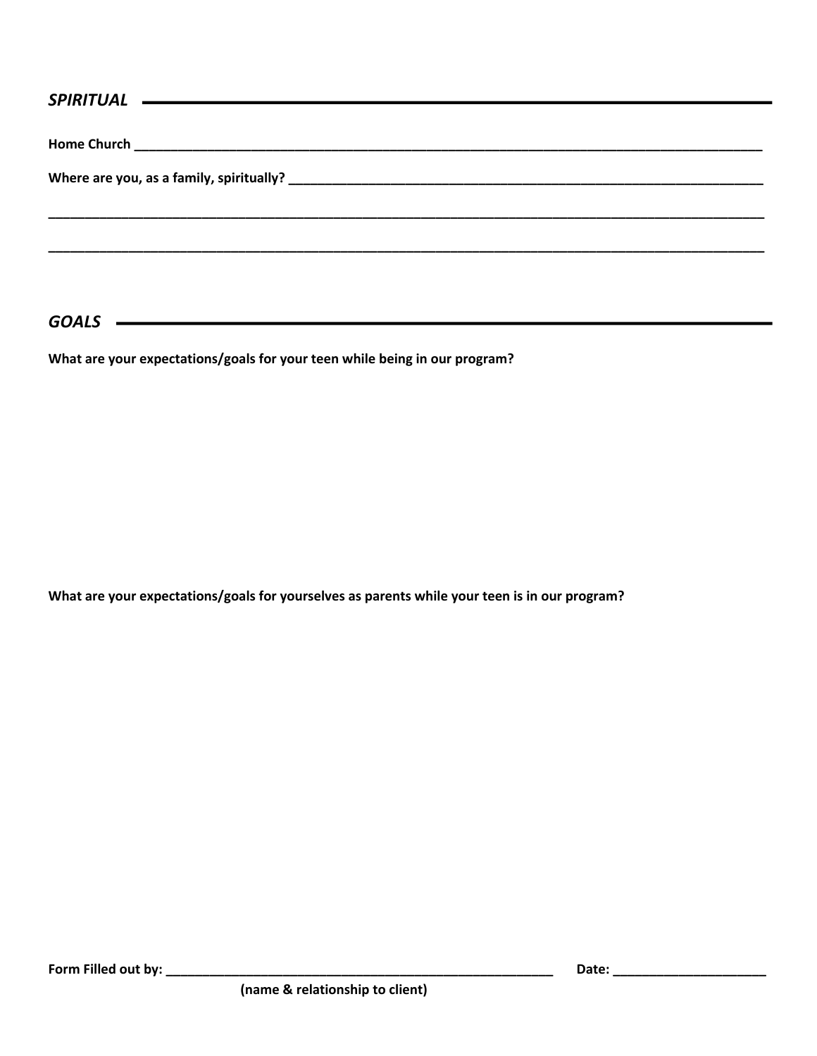## *SPIRITUAL*

**Home Church** ___________________________________________________________________________________________

**Where are you, as a family, spiritually?** ____________________________________________________________________

_____________________________________________________________________________________________________

_____________________________________________________________________________________________________

## *GOALS*

**What are your expectations/goals for your teen while being in our program?**

**What are your expectations/goals for yourselves as parents while your teen is in our program?**

**Form Filled out by:** _______________________________________________________ **Date:** _____________________

**(name & relationship to client)**